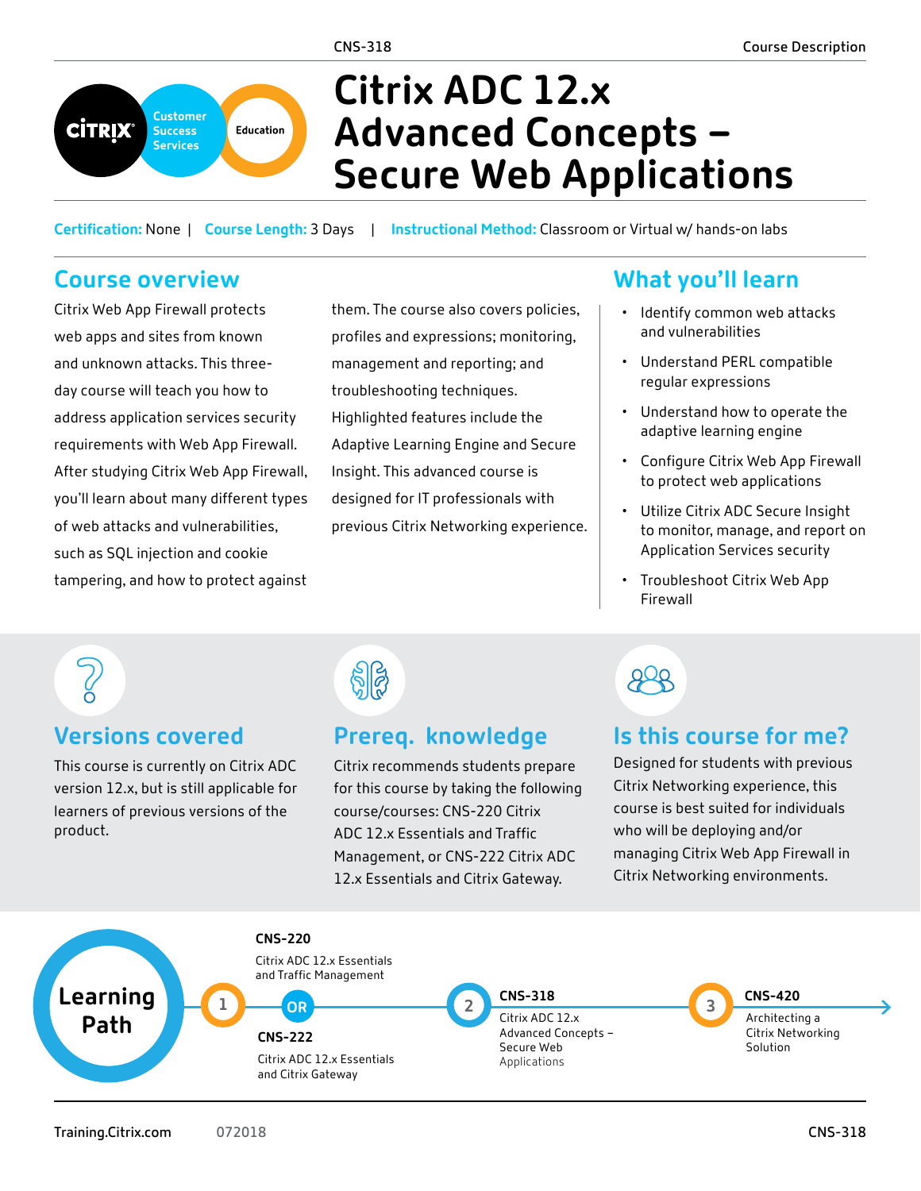# Citrix ADC 12.x Advanced Concepts – Secure Web Applications

**Certification:** None | **Course Length:** 3 Days | **Instructional Method:** Classroom or Virtual w/ hands-on labs

## Course overview

Citrix Web App Firewall protects web apps and sites from known and unknown attacks. This three-day course will teach you how to address application services security requirements with Web App Firewall. After studying Citrix Web App Firewall, you'll learn about many different types of web attacks and vulnerabilities, such as SQL injection and cookie tampering, and how to protect against them. The course also covers policies, profiles and expressions; monitoring, management and reporting; and troubleshooting techniques. Highlighted features include the Adaptive Learning Engine and Secure Insight. This advanced course is designed for IT professionals with previous Citrix Networking experience.

## What you'll learn

- Identify common web attacks and vulnerabilities
- Understand PERL compatible regular expressions
- Understand how to operate the adaptive learning engine
- Configure Citrix Web App Firewall to protect web applications
- Utilize Citrix ADC Secure Insight to monitor, manage, and report on Application Services security
- Troubleshoot Citrix Web App Firewall

## Versions covered

This course is currently on Citrix ADC version 12.x, but is still applicable for learners of previous versions of the product.

## Prereq. knowledge

Citrix recommends students prepare for this course by taking the following course/courses: CNS-220 Citrix ADC 12.x Essentials and Traffic Management, or CNS-222 Citrix ADC 12.x Essentials and Citrix Gateway.

## Is this course for me?

Designed for students with previous Citrix Networking experience, this course is best suited for individuals who will deploying and/or managing Citrix Web App Firewall in Citrix Networking environments.

## Learning Path

1. **CNS-220** Citrix ADC 12.x Essentials and Traffic Management **OR** **CNS-222** Citrix ADC 12.x Essentials and Citrix Gateway
2. **CNS-318** Citrix ADC 12.x Advanced Concepts – Secure Web Applications
3. **CNS-420** Architecting a Citrix Networking Solution

Training.Citrix.com 072018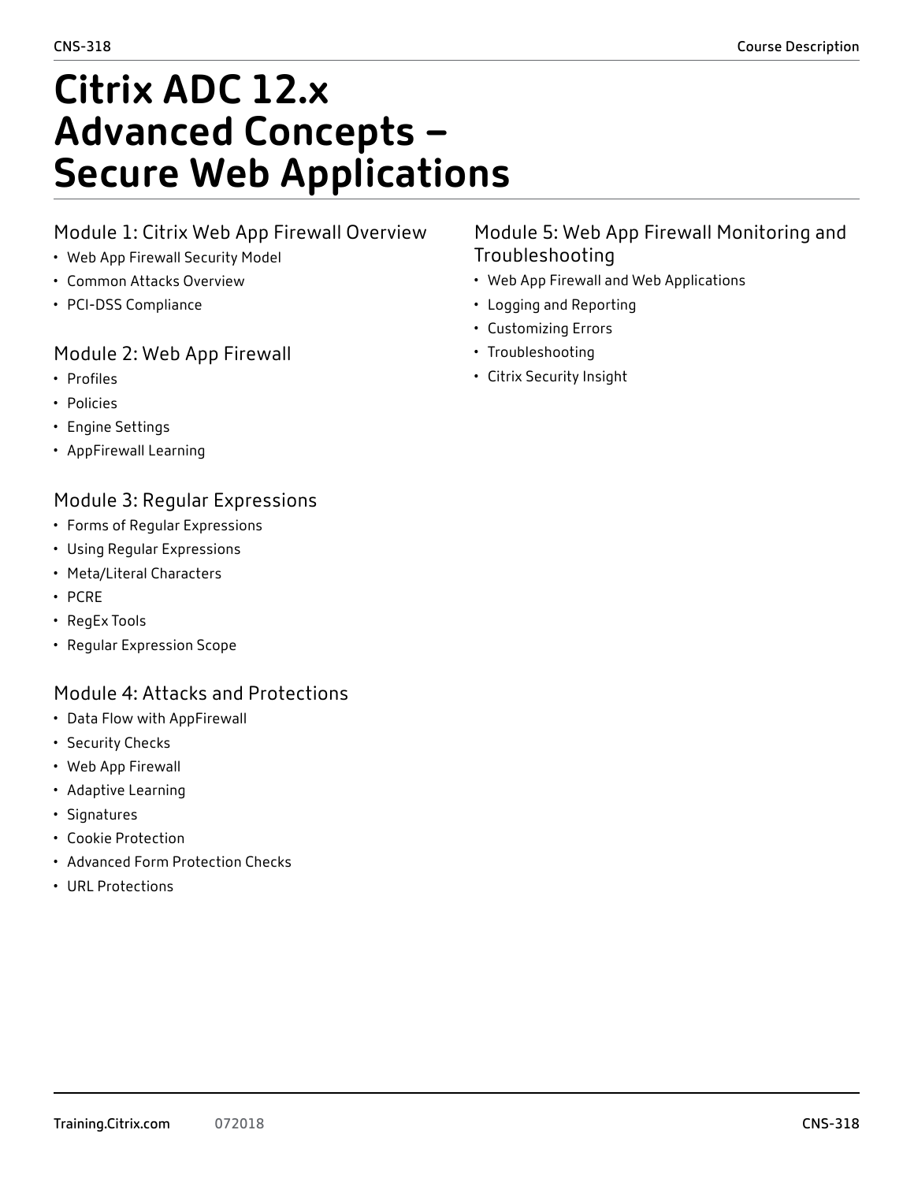# Citrix ADC 12.x Advanced Concepts – Secure Web Applications

## Module 1: Citrix Web App Firewall Overview

- Web App Firewall Security Model
- Common Attacks Overview
- PCI-DSS Compliance

## Module 2: Web App Firewall

- Profiles
- Policies
- Engine Settings
- AppFirewall Learning

## Module 3: Regular Expressions

- Forms of Regular Expressions
- Using Regular Expressions
- Meta/Literal Characters
- PCRE
- RegEx Tools
- Regular Expression Scope

## Module 4: Attacks and Protections

- Data Flow with AppFirewall
- Security Checks
- Web App Firewall
- Adaptive Learning
- Signatures
- Cookie Protection
- Advanced Form Protection Checks
- URL Protections

## Module 5: Web App Firewall Monitoring and Troubleshooting

- Web App Firewall and Web Applications
- Logging and Reporting
- Customizing Errors
- Troubleshooting
- Citrix Security Insight